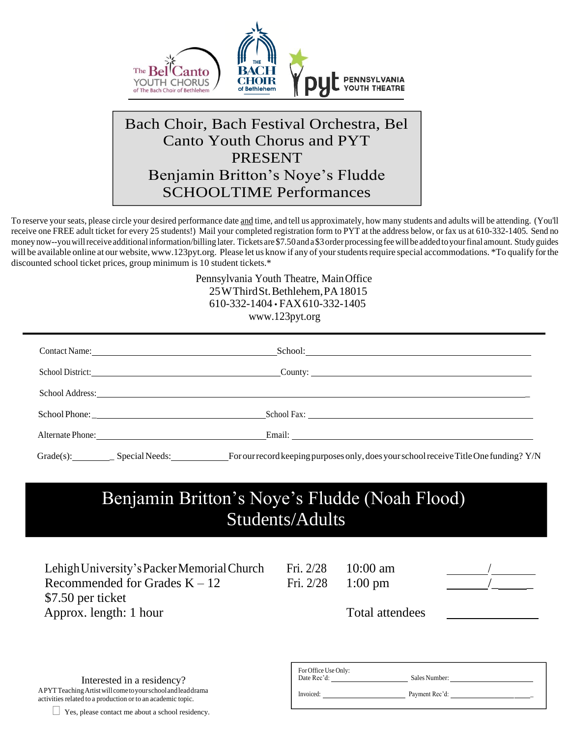The Bel Canto YOUTH CHORUS of The Bach Choir of Bethlehem | THE BACH CHOIR of Bethlehem | pyt PENNSYLVANIA YOUTH THEATRE

# Bach Choir, Bach Festival Orchestra, Bel Canto Youth Chorus and PYT PRESENT Benjamin Britton's Noye's Fludde SCHOOLTIME Performances

To reserve your seats, please circle your desired performance date and time, and tell us approximately, how many students and adults will be attending. (You'll receive one FREE adult ticket for every 25 students!) Mail your completed registration form to PYT at the address below, or fax us at 610-332-1405. Send no money now--you will receive additional information/billing later. Tickets are $7.50 and a $3 order processing fee will be added to your final amount. Study guides will be available online at our website, www.123pyt.org. Please let us know if any of your students require special accommodations. *To qualify for the discounted school ticket prices, group minimum is 10 student tickets.*

Pennsylvania Youth Theatre, Main Office
25 W Third St. Bethlehem, PA 18015
610-332-1404 • FAX 610-332-1405
www.123pyt.org

---

Contact Name: ____________________ School: ____________________

School District: ____________________ County: ____________________

School Address: ________________________________________

School Phone: ____________________ School Fax: ____________________

Alternate Phone: ____________________ Email: ____________________

Grade(s): ________ Special Needs: __________ For our record keeping purposes only, does your school receive Title One funding? Y/N

## Benjamin Britton's Noye's Fludde (Noah Flood) Students/Adults

| | | | |
|---|---|---|---|
| Lehigh University's Packer Memorial Church | Fri. 2/28 | 10:00 am | ______/______ |
| Recommended for Grades K – 12 | Fri. 2/28 | 1:00 pm | ______/______ |
| $7.50 per ticket | | | |
| Approx. length: 1 hour | | Total attendees | __________ |

Interested in a residency?
A PYT Teaching Artist will come to your school and lead drama activities related to a production or to an academic topic.

☐ Yes, please contact me about a school residency.

For Office Use Only:
Date Rec'd: __________ Sales Number: __________
Invoiced: __________ Payment Rec'd: __________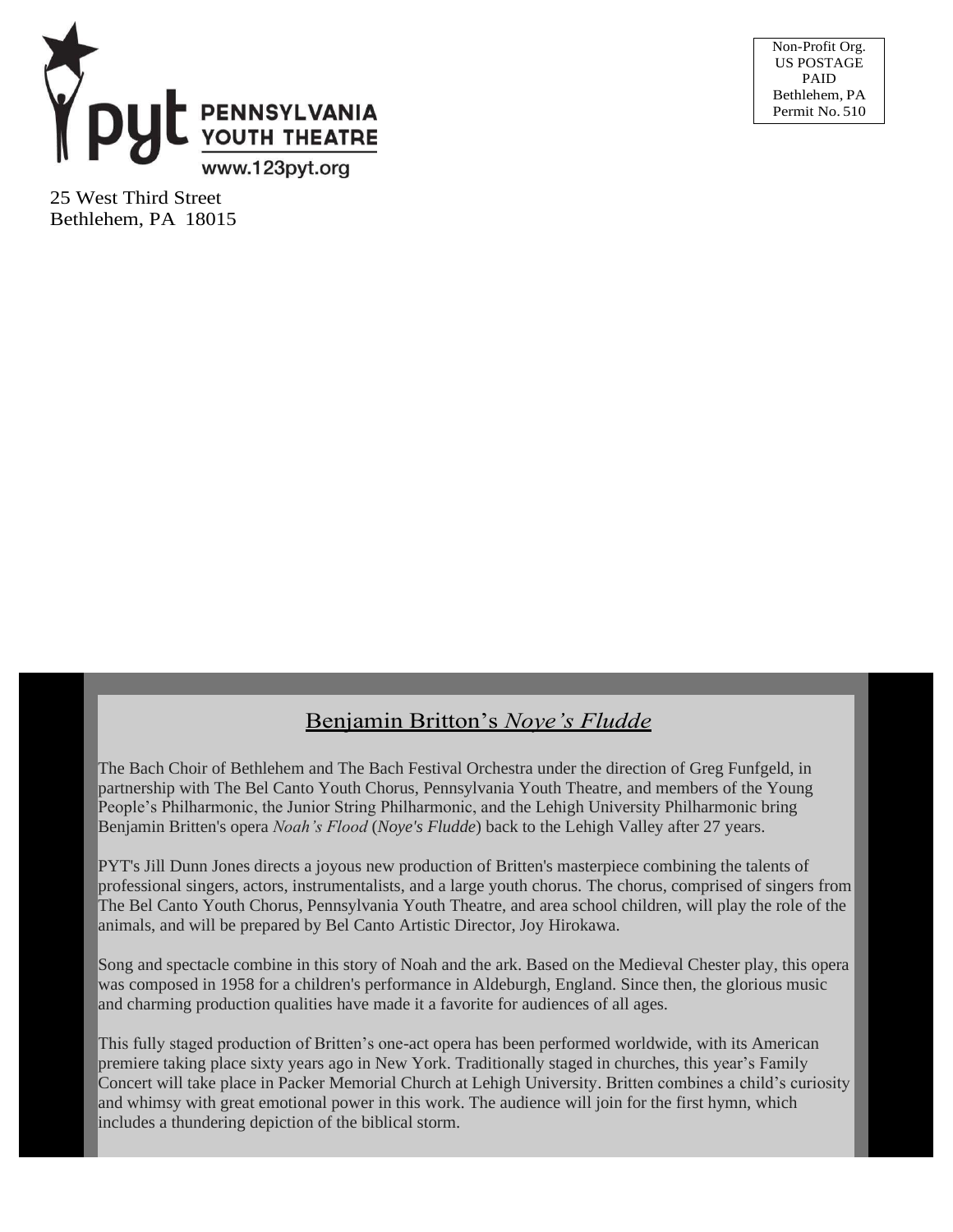PENNSYLVANIA YOUTH THEATRE

www.123pyt.org

25 West Third Street
Bethlehem, PA 18015

Non-Profit Org.
US POSTAGE
PAID
Bethlehem, PA
Permit No. 510

## Benjamin Britton's *Noye's Fludde*

The Bach Choir of Bethlehem and The Bach Festival Orchestra under the direction of Greg Funfgeld, in partnership with The Bel Canto Youth Chorus, Pennsylvania Youth Theatre, and members of the Young People's Philharmonic, the Junior String Philharmonic, and the Lehigh University Philharmonic bring Benjamin Britten's opera *Noah's Flood* (*Noye's Fludde*) back to the Lehigh Valley after 27 years.

PYT's Jill Dunn Jones directs a joyous new production of Britten's masterpiece combining the talents of professional singers, actors, instrumentalists, and a large youth chorus. The chorus, comprised of singers from The Bel Canto Youth Chorus, Pennsylvania Youth Theatre, and area school children, will play the role of the animals, and will be prepared by Bel Canto Artistic Director, Joy Hirokawa.

Song and spectacle combine in this story of Noah and the ark. Based on the Medieval Chester play, this opera was composed in 1958 for a children's performance in Aldeburgh, England. Since then, the glorious music and charming production qualities have made it a favorite for audiences of all ages.

This fully staged production of Britten's one-act opera has been performed worldwide, with its American premiere taking place sixty years ago in New York. Traditionally staged in churches, this year's Family Concert will take place in Packer Memorial Church at Lehigh University. Britten combines a child's curiosity and whimsy with great emotional power in this work. The audience will join for the first hymn, which includes a thundering depiction of the biblical storm.